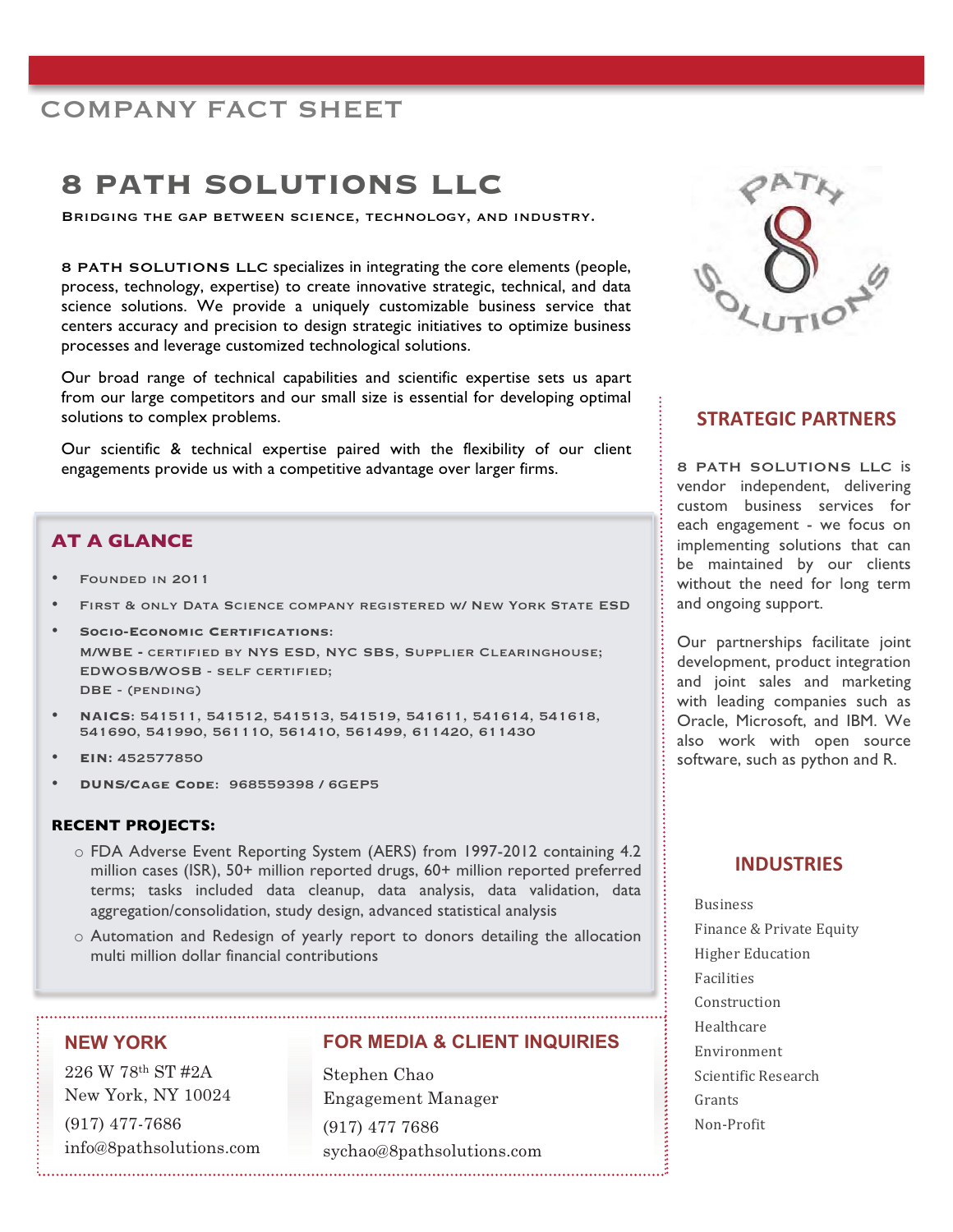# COMPANY FACT SHEET

## 8 PATH SOLUTIONS LLC

BRIDGING THE GAP BETWEEN SCIENCE, TECHNOLOGY, AND INDUSTRY.

**8 PATH SOLUTIONS LLC** specializes in integrating the core elements (people, process, technology, expertise) to create innovative strategic, technical, and data science solutions. We provide a uniquely customizable business service that centers accuracy and precision to design strategic initiatives to optimize business processes and leverage customized technological solutions.

Our broad range of technical capabilities and scientific expertise sets us apart from our large competitors and our small size is essential for developing optimal solutions to complex problems.

Our scientific & technical expertise paired with the flexibility of our client engagements provide us with a competitive advantage over larger firms.

### AT A GLANCE

- FOUNDED IN 2011
- FIRST & ONLY DATA SCIENCE COMPANY REGISTERED W/ NEW YORK STATE ESD
- **SOCIO-ECONOMIC CERTIFICATIONS:**
  **M/WBE** - CERTIFIED BY NYS ESD, NYC SBS, SUPPLIER CLEARINGHOUSE;
  **EDWOSB/WOSB** - SELF CERTIFIED;
  **DBE** - (PENDING)
- **NAICS:** 541511, 541512, 541513, 541519, 541611, 541614, 541618, 541690, 541990, 561110, 561410, 561499, 611420, 611430
- **EIN:** 452577850
- **DUNS/CAGE CODE:** 968559398 / 6GEP5

### RECENT PROJECTS:

- FDA Adverse Event Reporting System (AERS) from 1997-2012 containing 4.2 million cases (ISR), 50+ million reported drugs, 60+ million reported preferred terms; tasks included data cleanup, data analysis, data validation, data aggregation/consolidation, study design, advanced statistical analysis
- Automation and Redesign of yearly report to donors detailing the allocation multi million dollar financial contributions

### NEW YORK

226 W 78th ST #2A
New York, NY 10024
(917) 477-7686
info@8pathsolutions.com

### FOR MEDIA & CLIENT INQUIRIES

Stephen Chao
Engagement Manager
(917) 477 7686
sychao@8pathsolutions.com

### STRATEGIC PARTNERS

**8 PATH SOLUTIONS LLC** is vendor independent, delivering custom business services for each engagement - we focus on implementing solutions that can be maintained by our clients without the need for long term and ongoing support.

Our partnerships facilitate joint development, product integration and joint sales and marketing with leading companies such as Oracle, Microsoft, and IBM. We also work with open source software, such as python and R.

### INDUSTRIES

- Business
- Finance & Private Equity
- Higher Education
- Facilities
- Construction
- Healthcare
- Environment
- Scientific Research
- Grants
- Non-Profit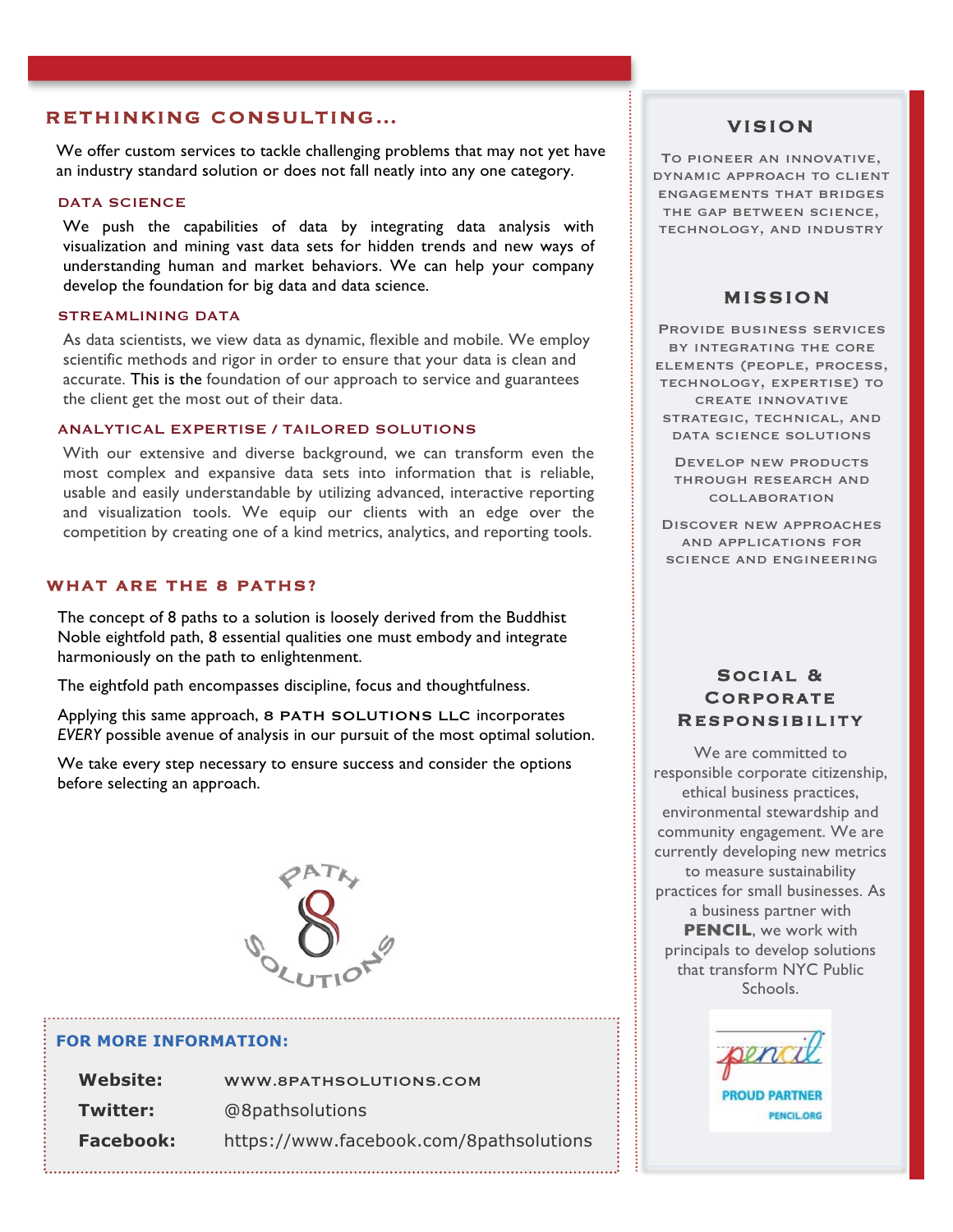## RETHINKING CONSULTING…

We offer custom services to tackle challenging problems that may not yet have an industry standard solution or does not fall neatly into any one category.

### DATA SCIENCE

We push the capabilities of data by integrating data analysis with visualization and mining vast data sets for hidden trends and new ways of understanding human and market behaviors. We can help your company develop the foundation for big data and data science.

### STREAMLINING DATA

As data scientists, we view data as dynamic, flexible and mobile. We employ scientific methods and rigor in order to ensure that your data is clean and accurate. This is the foundation of our approach to service and guarantees the client get the most out of their data.

### ANALYTICAL EXPERTISE / TAILORED SOLUTIONS

With our extensive and diverse background, we can transform even the most complex and expansive data sets into information that is reliable, usable and easily understandable by utilizing advanced, interactive reporting and visualization tools. We equip our clients with an edge over the competition by creating one of a kind metrics, analytics, and reporting tools.

## WHAT ARE THE 8 PATHS?

The concept of 8 paths to a solution is loosely derived from the Buddhist Noble eightfold path, 8 essential qualities one must embody and integrate harmoniously on the path to enlightenment.

The eightfold path encompasses discipline, focus and thoughtfulness.

Applying this same approach, **8 PATH SOLUTIONS LLC** incorporates *EVERY* possible avenue of analysis in our pursuit of the most optimal solution.

We take every step necessary to ensure success and consider the options before selecting an approach.

PATH 8 SOLUTIONS

**FOR MORE INFORMATION:**

| | |
|---|---|
| **Website:** | WWW.8PATHSOLUTIONS.COM |
| **Twitter:** | @8pathsolutions |
| **Facebook:** | https://www.facebook.com/8pathsolutions |

## VISION

To pioneer an innovative, dynamic approach to client engagements that bridges the gap between science, technology, and industry

## MISSION

Provide business services by integrating the core elements (people, process, technology, expertise) to create innovative strategic, technical, and data science solutions

Develop new products through research and collaboration

Discover new approaches and applications for science and engineering

## Social & Corporate Responsibility

We are committed to responsible corporate citizenship, ethical business practices, environmental stewardship and community engagement. We are currently developing new metrics to measure sustainability practices for small businesses. As a business partner with **PENCIL**, we work with principals to develop solutions that transform NYC Public Schools.

pencil
PROUD PARTNER
PENCIL.ORG